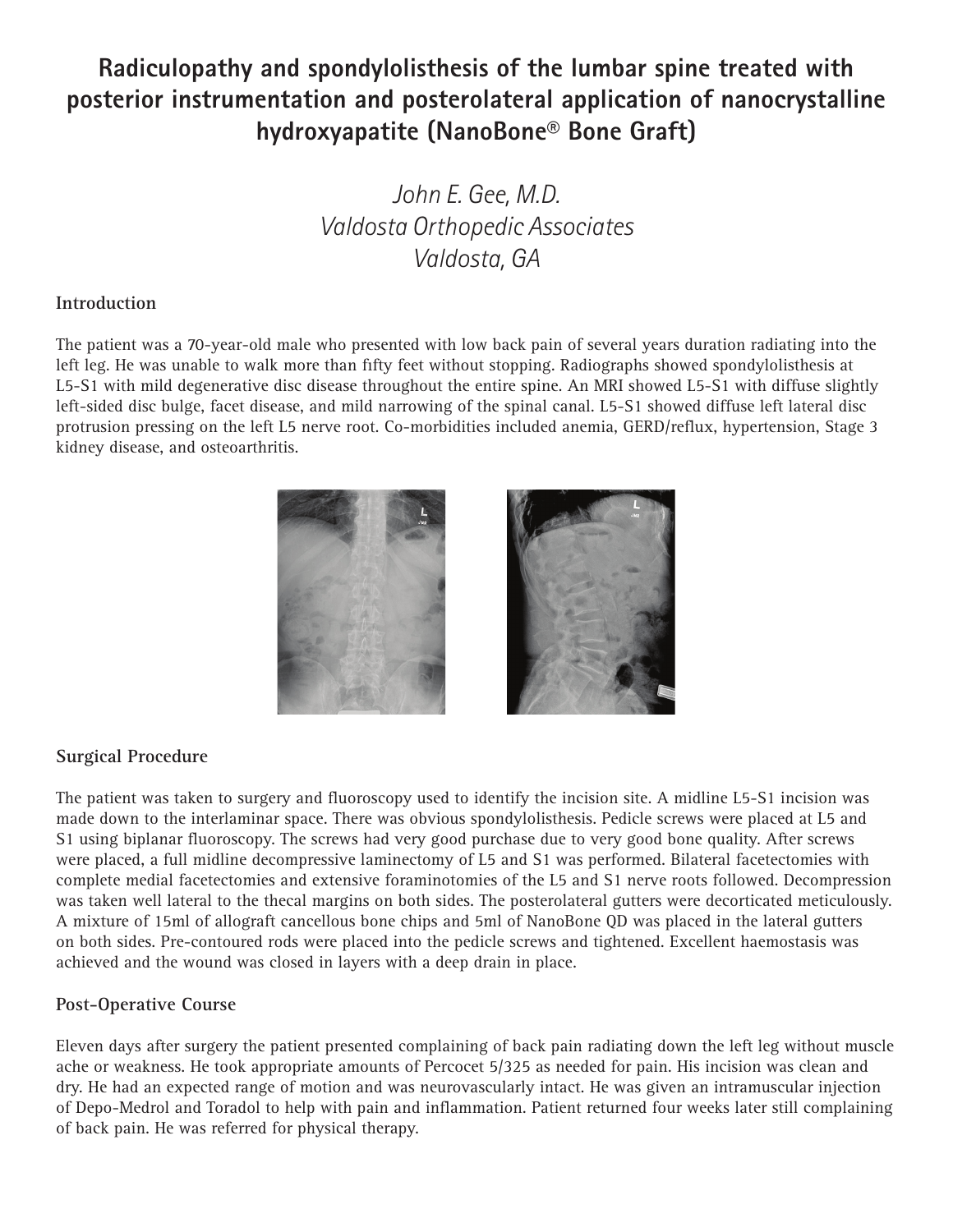# Radiculopathy and spondylolisthesis of the lumbar spine treated with posterior instrumentation and posterolateral application of nanocrystalline hydroxyapatite (NanoBone® Bone Graft)

*John E. Gee, M.D.*
*Valdosta Orthopedic Associates*
*Valdosta, GA*

## Introduction

The patient was a 70-year-old male who presented with low back pain of several years duration radiating into the left leg. He was unable to walk more than fifty feet without stopping. Radiographs showed spondylolisthesis at L5-S1 with mild degenerative disc disease throughout the entire spine. An MRI showed L5-S1 with diffuse slightly left-sided disc bulge, facet disease, and mild narrowing of the spinal canal. L5-S1 showed diffuse left lateral disc protrusion pressing on the left L5 nerve root. Co-morbidities included anemia, GERD/reflux, hypertension, Stage 3 kidney disease, and osteoarthritis.

## Surgical Procedure

The patient was taken to surgery and fluoroscopy used to identify the incision site. A midline L5-S1 incision was made down to the interlaminar space. There was obvious spondylolisthesis. Pedicle screws were placed at L5 and S1 using biplanar fluoroscopy. The screws had very good purchase due to very good bone quality. After screws were placed, a full midline decompressive laminectomy of L5 and S1 was performed. Bilateral facetectomies with complete medial facetectomies and extensive foraminotomies of the L5 and S1 nerve roots followed. Decompression was taken well lateral to the thecal margins on both sides. The posterolateral gutters were decorticated meticulously. A mixture of 15ml of allograft cancellous bone chips and 5ml of NanoBone QD was placed in the lateral gutters on both sides. Pre-contoured rods were placed into the pedicle screws and tightened. Excellent haemostasis was achieved and the wound was closed in layers with a deep drain in place.

## Post-Operative Course

Eleven days after surgery the patient presented complaining of back pain radiating down the left leg without muscle ache or weakness. He took appropriate amounts of Percocet 5/325 as needed for pain. His incision was clean and dry. He had an expected range of motion and was neurovascularly intact. He was given an intramuscular injection of Depo-Medrol and Toradol to help with pain and inflammation. Patient returned four weeks later still complaining of back pain. He was referred for physical therapy.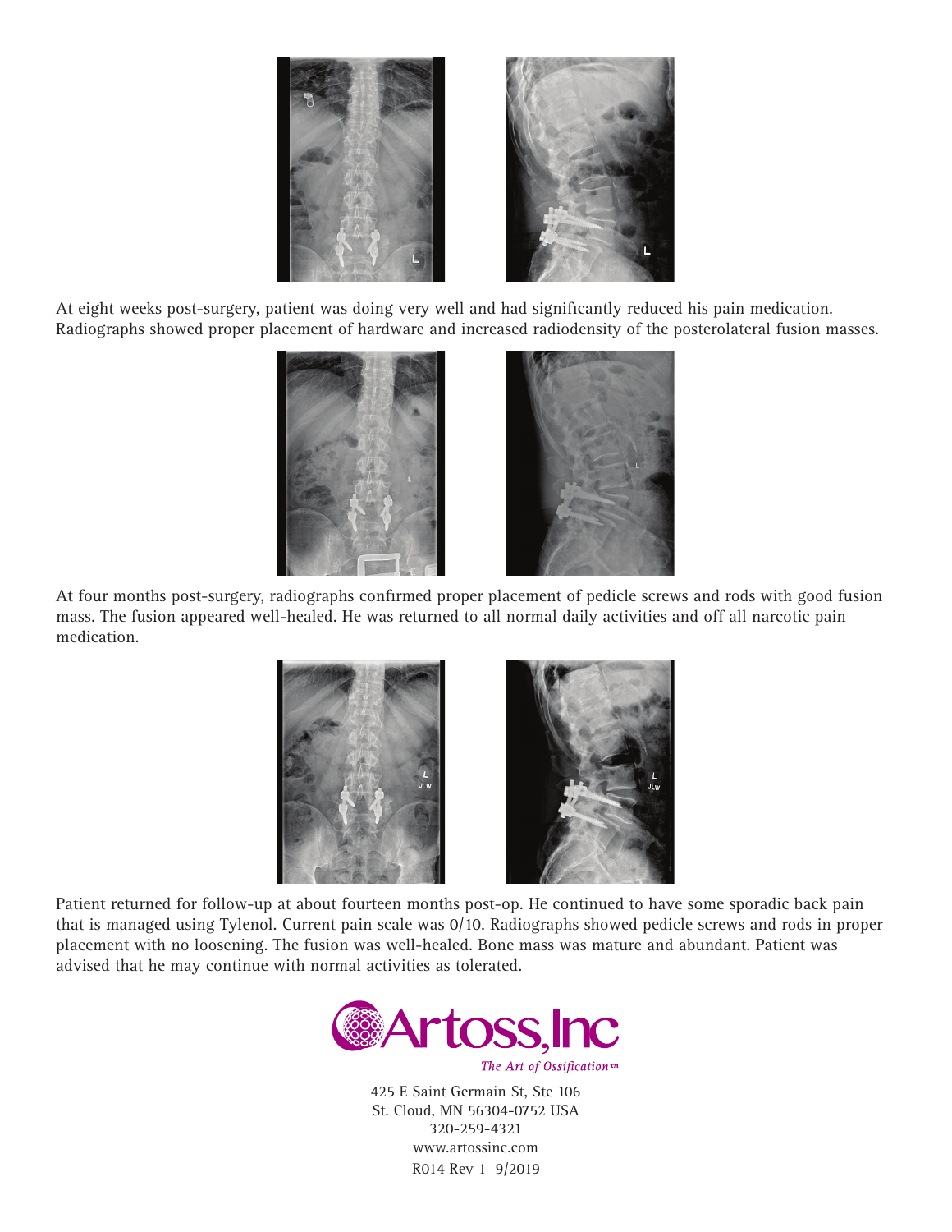At eight weeks post-surgery, patient was doing very well and had significantly reduced his pain medication. Radiographs showed proper placement of hardware and increased radiodensity of the posterolateral fusion masses.

At four months post-surgery, radiographs confirmed proper placement of pedicle screws and rods with good fusion mass. The fusion appeared well-healed. He was returned to all normal daily activities and off all narcotic pain medication.

Patient returned for follow-up at about fourteen months post-op. He continued to have some sporadic back pain that is managed using Tylenol. Current pain scale was 0/10. Radiographs showed pedicle screws and rods in proper placement with no loosening. The fusion was well-healed. Bone mass was mature and abundant. Patient was advised that he may continue with normal activities as tolerated.

Artoss, Inc

*The Art of Ossification™*

425 E Saint Germain St, Ste 106
St. Cloud, MN 56304-0752 USA
320-259-4321
www.artossinc.com
R014 Rev 1 9/2019